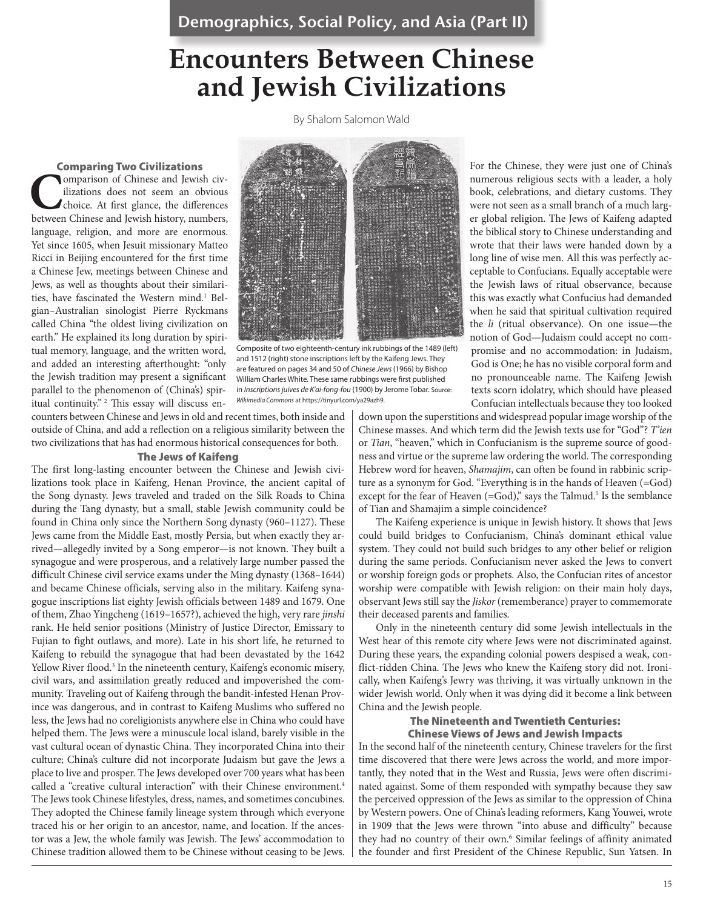# Encounters Between Chinese and Jewish Civilizations

By Shalom Salomon Wald

### Comparing Two Civilizations

Comparison of Chinese and Jewish civilizations does not seem an obvious choice. At first glance, the differences between Chinese and Jewish history, numbers, language, religion, and more are enormous. Yet since 1605, when Jesuit missionary Matteo Ricci in Beijing encountered for the first time a Chinese Jew, meetings between Chinese and Jews, as well as thoughts about their similarities, have fascinated the Western mind.[1] Belgian–Australian sinologist Pierre Ryckmans called China "the oldest living civilization on earth." He explained its long duration by spiritual memory, language, and the written word, and added an interesting afterthought: "only the Jewish tradition may present a significant parallel to the phenomenon of (China's) spiritual continuity." [2] This essay will discuss encounters between Chinese and Jews in old and recent times, both inside and outside of China, and add a reflection on a religious similarity between the two civilizations that has had enormous historical consequences for both.

Composite of two eighteenth-century ink rubbings of the 1489 (left) and 1512 (right) stone inscriptions left by the Kaifeng Jews. They are featured on pages 34 and 50 of *Chinese Jews* (1966) by Bishop William Charles White. These same rubbings were first published in *Inscriptions juives de K'ai-fong-fou* (1900) by Jerome Tobar. Source: *Wikimedia Commons* at https://tinyurl.com/ya29azh9.

### The Jews of Kaifeng

The first long-lasting encounter between the Chinese and Jewish civilizations took place in Kaifeng, Henan Province, the ancient capital of the Song dynasty. Jews traveled and traded on the Silk Roads to China during the Tang dynasty, but a small, stable Jewish community could be found in China only since the Northern Song dynasty (960–1127). These Jews came from the Middle East, mostly Persia, but when exactly they arrived—allegedly invited by a Song emperor—is not known. They built a synagogue and were prosperous, and a relatively large number passed the difficult Chinese civil service exams under the Ming dynasty (1368–1644) and became Chinese officials, serving also in the military. Kaifeng synagogue inscriptions list eighty Jewish officials between 1489 and 1679. One of them, Zhao Yingcheng (1619–1657?), achieved the high, very rare *jinshi* rank. He held senior positions (Ministry of Justice Director, Emissary to Fujian to fight outlaws, and more). Late in his short life, he returned to Kaifeng to rebuild the synagogue that had been devastated by the 1642 Yellow River flood.[3] In the nineteenth century, Kaifeng's economic misery, civil wars, and assimilation greatly reduced and impoverished the community. Traveling out of Kaifeng through the bandit-infested Henan Province was dangerous, and in contrast to Kaifeng Muslims who suffered no less, the Jews had no coreligionists anywhere else in China who could have helped them. The Jews were a minuscule local island, barely visible in the vast cultural ocean of dynastic China. They incorporated China into their culture; China's culture did not incorporate Judaism but gave the Jews a place to live and prosper. The Jews developed over 700 years what has been called a "creative cultural interaction" with their Chinese environment.[4] The Jews took Chinese lifestyles, dress, names, and sometimes concubines. They adopted the Chinese family lineage system through which everyone traced his or her origin to an ancestor, name, and location. If the ancestor was a Jew, the whole family was Jewish. The Jews' accommodation to Chinese tradition allowed them to be Chinese without ceasing to be Jews. For the Chinese, they were just one of China's numerous religious sects with a leader, a holy book, celebrations, and dietary customs. They were not seen as a small branch of a much larger global religion. The Jews of Kaifeng adapted the biblical story to Chinese understanding and wrote that their laws were handed down by a long line of wise men. All this was perfectly acceptable to Confucians. Equally acceptable were the Jewish laws of ritual observance, because this was exactly what Confucius had demanded when he said that spiritual cultivation required the *li* (ritual observance). On one issue—the notion of God—Judaism could accept no compromise and no accommodation: in Judaism, God is One; he has no visible corporal form and no pronounceable name. The Kaifeng Jewish texts scorn idolatry, which should have pleased Confucian intellectuals because they too looked down upon the superstitions and widespread popular image worship of the Chinese masses. And which term did the Jewish texts use for "God"? *T'ien* or *Tian*, "heaven," which in Confucianism is the supreme source of goodness and virtue or the supreme law ordering the world. The corresponding Hebrew word for heaven, *Shamajim*, can often be found in rabbinic scripture as a synonym for God. "Everything is in the hands of Heaven (=God) except for the fear of Heaven (=God)," says the Talmud.[5] Is the semblance of Tian and Shamajim a simple coincidence?

The Kaifeng experience is unique in Jewish history. It shows that Jews could build bridges to Confucianism, China's dominant ethical value system. They could not build such bridges to any other belief or religion during the same periods. Confucianism never asked the Jews to convert or worship foreign gods or prophets. Also, the Confucian rites of ancestor worship were compatible with Jewish religion: on their main holy days, observant Jews still say the *Jiskor* (rememberance) prayer to commemorate their deceased parents and families.

Only in the nineteenth century did some Jewish intellectuals in the West hear of this remote city where Jews were not discriminated against. During these years, the expanding colonial powers despised a weak, conflict-ridden China. The Jews who knew the Kaifeng story did not. Ironically, when Kaifeng's Jewry was thriving, it was virtually unknown in the wider Jewish world. Only when it was dying did it become a link between China and the Jewish people.

### The Nineteenth and Twentieth Centuries: Chinese Views of Jews and Jewish Impacts

In the second half of the nineteenth century, Chinese travelers for the first time discovered that there were Jews across the world, and more importantly, they noted that in the West and Russia, Jews were often discriminated against. Some of them responded with sympathy because they saw the perceived oppression of the Jews as similar to the oppression of China by Western powers. One of China's leading reformers, Kang Youwei, wrote in 1909 that the Jews were thrown "into abuse and difficulty" because they had no country of their own.[6] Similar feelings of affinity animated the founder and first President of the Chinese Republic, Sun Yatsen. In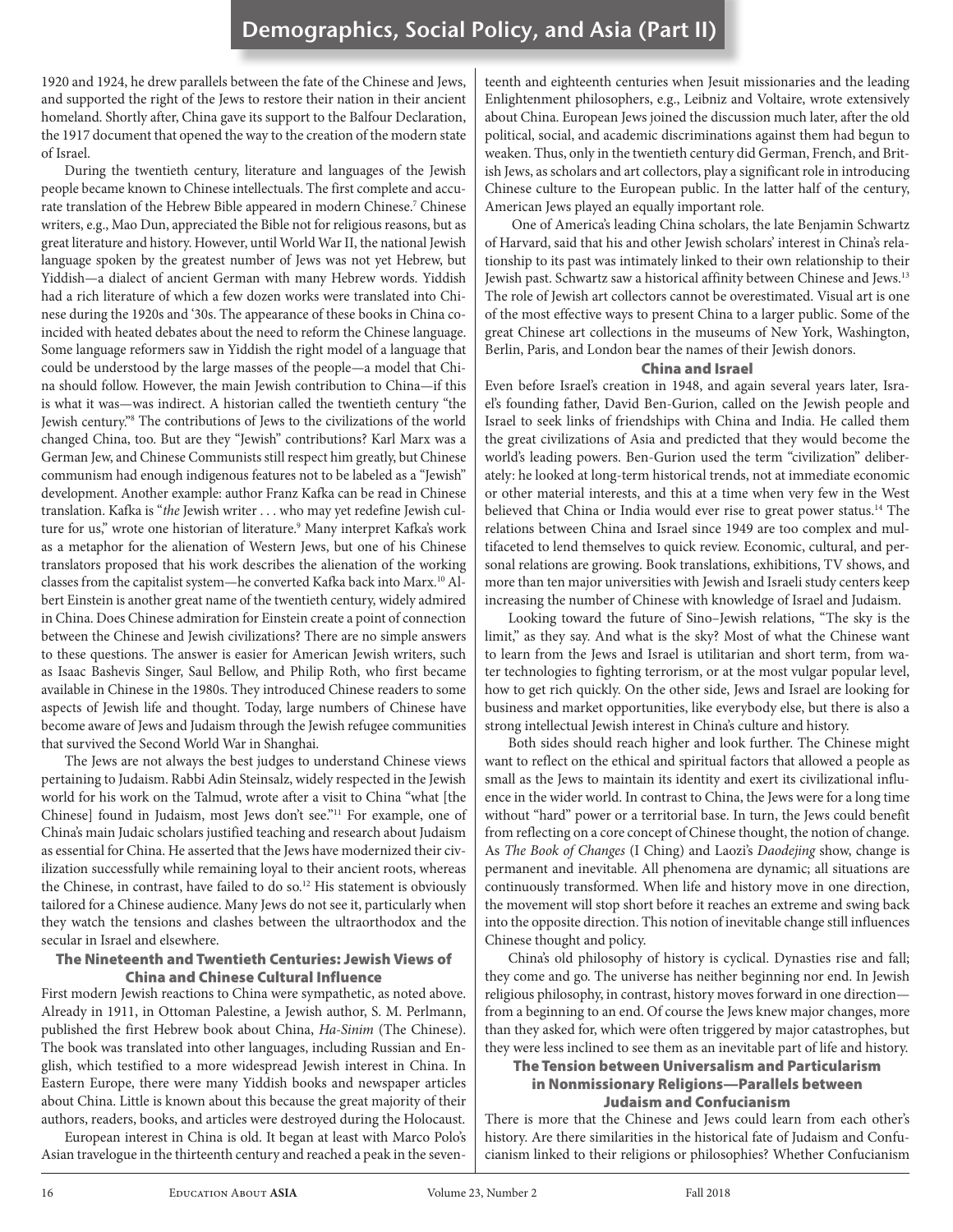1920 and 1924, he drew parallels between the fate of the Chinese and Jews, and supported the right of the Jews to restore their nation in their ancient homeland. Shortly after, China gave its support to the Balfour Declaration, the 1917 document that opened the way to the creation of the modern state of Israel.

During the twentieth century, literature and languages of the Jewish people became known to Chinese intellectuals. The first complete and accurate translation of the Hebrew Bible appeared in modern Chinese.[7] Chinese writers, e.g., Mao Dun, appreciated the Bible not for religious reasons, but as great literature and history. However, until World War II, the national Jewish language spoken by the greatest number of Jews was not yet Hebrew, but Yiddish—a dialect of ancient German with many Hebrew words. Yiddish had a rich literature of which a few dozen works were translated into Chinese during the 1920s and '30s. The appearance of these books in China coincided with heated debates about the need to reform the Chinese language. Some language reformers saw in Yiddish the right model of a language that could be understood by the large masses of the people—a model that China should follow. However, the main Jewish contribution to China—if this is what it was—was indirect. A historian called the twentieth century "the Jewish century."[8] The contributions of Jews to the civilizations of the world changed China, too. But are they "Jewish" contributions? Karl Marx was a German Jew, and Chinese Communists still respect him greatly, but Chinese communism had enough indigenous features not to be labeled as a "Jewish" development. Another example: author Franz Kafka can be read in Chinese translation. Kafka is "*the* Jewish writer . . . who may yet redefine Jewish culture for us," wrote one historian of literature.[9] Many interpret Kafka's work as a metaphor for the alienation of Western Jews, but one of his Chinese translators proposed that his work describes the alienation of the working classes from the capitalist system—he converted Kafka back into Marx.[10] Albert Einstein is another great name of the twentieth century, widely admired in China. Does Chinese admiration for Einstein create a point of connection between the Chinese and Jewish civilizations? There are no simple answers to these questions. The answer is easier for American Jewish writers, such as Isaac Bashevis Singer, Saul Bellow, and Philip Roth, who first became available in Chinese in the 1980s. They introduced Chinese readers to some aspects of Jewish life and thought. Today, large numbers of Chinese have become aware of Jews and Judaism through the Jewish refugee communities that survived the Second World War in Shanghai.

The Jews are not always the best judges to understand Chinese views pertaining to Judaism. Rabbi Adin Steinsalz, widely respected in the Jewish world for his work on the Talmud, wrote after a visit to China "what [the Chinese] found in Judaism, most Jews don't see."[11] For example, one of China's main Judaic scholars justified teaching and research about Judaism as essential for China. He asserted that the Jews have modernized their civilization successfully while remaining loyal to their ancient roots, whereas the Chinese, in contrast, have failed to do so.[12] His statement is obviously tailored for a Chinese audience. Many Jews do not see it, particularly when they watch the tensions and clashes between the ultraorthodox and the secular in Israel and elsewhere.

## The Nineteenth and Twentieth Centuries: Jewish Views of China and Chinese Cultural Influence

First modern Jewish reactions to China were sympathetic, as noted above. Already in 1911, in Ottoman Palestine, a Jewish author, S. M. Perlmann, published the first Hebrew book about China, *Ha-Sinim* (The Chinese). The book was translated into other languages, including Russian and English, which testified to a more widespread Jewish interest in China. In Eastern Europe, there were many Yiddish books and newspaper articles about China. Little is known about this because the great majority of their authors, readers, books, and articles were destroyed during the Holocaust.

European interest in China is old. It began at least with Marco Polo's Asian travelogue in the thirteenth century and reached a peak in the seventeenth and eighteenth centuries when Jesuit missionaries and the leading Enlightenment philosophers, e.g., Leibniz and Voltaire, wrote extensively about China. European Jews joined the discussion much later, after the old political, social, and academic discriminations against them had begun to weaken. Thus, only in the twentieth century did German, French, and British Jews, as scholars and art collectors, play a significant role in introducing Chinese culture to the European public. In the latter half of the century, American Jews played an equally important role.

One of America's leading China scholars, the late Benjamin Schwartz of Harvard, said that his and other Jewish scholars' interest in China's relationship to its past was intimately linked to their own relationship to their Jewish past. Schwartz saw a historical affinity between Chinese and Jews.[13] The role of Jewish art collectors cannot be overestimated. Visual art is one of the most effective ways to present China to a larger public. Some of the great Chinese art collections in the museums of New York, Washington, Berlin, Paris, and London bear the names of their Jewish donors.

## China and Israel

Even before Israel's creation in 1948, and again several years later, Israel's founding father, David Ben-Gurion, called on the Jewish people and Israel to seek links of friendships with China and India. He called them the great civilizations of Asia and predicted that they would become the world's leading powers. Ben-Gurion used the term "civilization" deliberately: he looked at long-term historical trends, not at immediate economic or other material interests, and this at a time when very few in the West believed that China or India would ever rise to great power status.[14] The relations between China and Israel since 1949 are too complex and multifaceted to lend themselves to quick review. Economic, cultural, and personal relations are growing. Book translations, exhibitions, TV shows, and more than ten major universities with Jewish and Israeli study centers keep increasing the number of Chinese with knowledge of Israel and Judaism.

Looking toward the future of Sino–Jewish relations, "The sky is the limit," as they say. And what is the sky? Most of what the Chinese want to learn from the Jews and Israel is utilitarian and short term, from water technologies to fighting terrorism, or at the most vulgar popular level, how to get rich quickly. On the other side, Jews and Israel are looking for business and market opportunities, like everybody else, but there is also a strong intellectual Jewish interest in China's culture and history.

Both sides should reach higher and look further. The Chinese might want to reflect on the ethical and spiritual factors that allowed a people as small as the Jews to maintain its identity and exert its civilizational influence in the wider world. In contrast to China, the Jews were for a long time without "hard" power or a territorial base. In turn, the Jews could benefit from reflecting on a core concept of Chinese thought, the notion of change. As *The Book of Changes* (I Ching) and Laozi's *Daodejing* show, change is permanent and inevitable. All phenomena are dynamic; all situations are continuously transformed. When life and history move in one direction, the movement will stop short before it reaches an extreme and swing back into the opposite direction. This notion of inevitable change still influences Chinese thought and policy.

China's old philosophy of history is cyclical. Dynasties rise and fall; they come and go. The universe has neither beginning nor end. In Jewish religious philosophy, in contrast, history moves forward in one direction—from a beginning to an end. Of course the Jews knew major changes, more than they asked for, which were often triggered by major catastrophes, but they were less inclined to see them as an inevitable part of life and history.

## The Tension between Universalism and Particularism in Nonmissionary Religions—Parallels between Judaism and Confucianism

There is more that the Chinese and Jews could learn from each other's history. Are there similarities in the historical fate of Judaism and Confucianism linked to their religions or philosophies? Whether Confucianism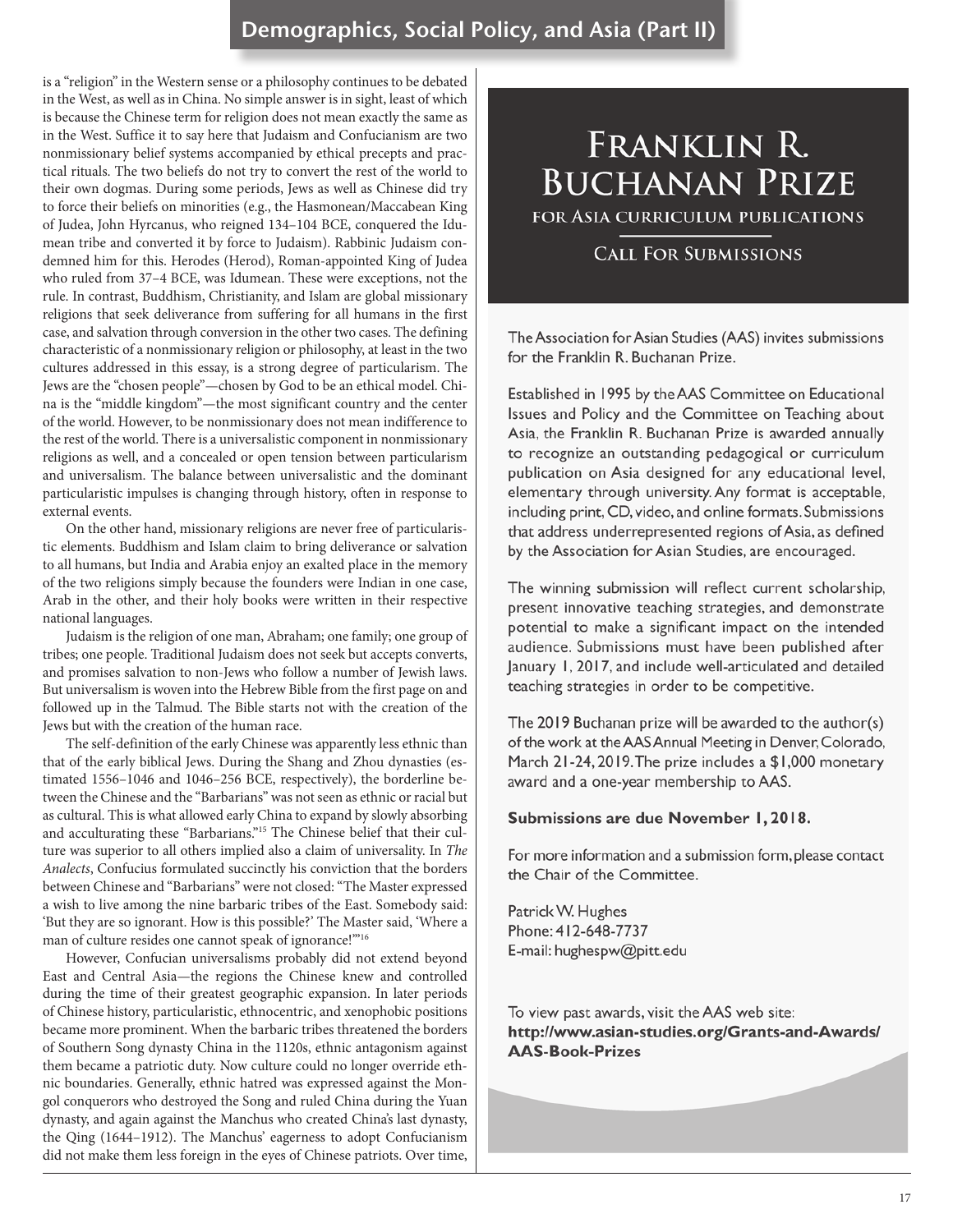is a "religion" in the Western sense or a philosophy continues to be debated in the West, as well as in China. No simple answer is in sight, least of which is because the Chinese term for religion does not mean exactly the same as in the West. Suffice it to say here that Judaism and Confucianism are two nonmissionary belief systems accompanied by ethical precepts and practical rituals. The two beliefs do not try to convert the rest of the world to their own dogmas. During some periods, Jews as well as Chinese did try to force their beliefs on minorities (e.g., the Hasmonean/Maccabean King of Judea, John Hyrcanus, who reigned 134–104 BCE, conquered the Idumean tribe and converted it by force to Judaism). Rabbinic Judaism condemned him for this. Herodes (Herod), Roman-appointed King of Judea who ruled from 37–4 BCE, was Idumean. These were exceptions, not the rule. In contrast, Buddhism, Christianity, and Islam are global missionary religions that seek deliverance from suffering for all humans in the first case, and salvation through conversion in the other two cases. The defining characteristic of a nonmissionary religion or philosophy, at least in the two cultures addressed in this essay, is a strong degree of particularism. The Jews are the "chosen people"—chosen by God to be an ethical model. China is the "middle kingdom"—the most significant country and the center of the world. However, to be nonmissionary does not mean indifference to the rest of the world. There is a universalistic component in nonmissionary religions as well, and a concealed or open tension between particularism and universalism. The balance between universalistic and the dominant particularistic impulses is changing through history, often in response to external events.

On the other hand, missionary religions are never free of particularistic elements. Buddhism and Islam claim to bring deliverance or salvation to all humans, but India and Arabia enjoy an exalted place in the memory of the two religions simply because the founders were Indian in one case, Arab in the other, and their holy books were written in their respective national languages.

Judaism is the religion of one man, Abraham; one family; one group of tribes; one people. Traditional Judaism does not seek but accepts converts, and promises salvation to non-Jews who follow a number of Jewish laws. But universalism is woven into the Hebrew Bible from the first page on and followed up in the Talmud. The Bible starts not with the creation of the Jews but with the creation of the human race.

The self-definition of the early Chinese was apparently less ethnic than that of the early biblical Jews. During the Shang and Zhou dynasties (estimated 1556–1046 and 1046–256 BCE, respectively), the borderline between the Chinese and the "Barbarians" was not seen as ethnic or racial but as cultural. This is what allowed early China to expand by slowly absorbing and acculturating these "Barbarians."[15] The Chinese belief that their culture was superior to all others implied also a claim of universality. In *The Analects*, Confucius formulated succinctly his conviction that the borders between Chinese and "Barbarians" were not closed: "The Master expressed a wish to live among the nine barbaric tribes of the East. Somebody said: 'But they are so ignorant. How is this possible?' The Master said, 'Where a man of culture resides one cannot speak of ignorance!'"[16]

However, Confucian universalisms probably did not extend beyond East and Central Asia—the regions the Chinese knew and controlled during the time of their greatest geographic expansion. In later periods of Chinese history, particularistic, ethnocentric, and xenophobic positions became more prominent. When the barbaric tribes threatened the borders of Southern Song dynasty China in the 1120s, ethnic antagonism against them became a patriotic duty. Now culture could no longer override ethnic boundaries. Generally, ethnic hatred was expressed against the Mongol conquerors who destroyed the Song and ruled China during the Yuan dynasty, and again against the Manchus who created China's last dynasty, the Qing (1644–1912). The Manchus' eagerness to adopt Confucianism did not make them less foreign in the eyes of Chinese patriots. Over time,

# Franklin R. Buchanan Prize

## for Asia curriculum publications

### Call For Submissions

The Association for Asian Studies (AAS) invites submissions for the Franklin R. Buchanan Prize.

Established in 1995 by the AAS Committee on Educational Issues and Policy and the Committee on Teaching about Asia, the Franklin R. Buchanan Prize is awarded annually to recognize an outstanding pedagogical or curriculum publication on Asia designed for any educational level, elementary through university. Any format is acceptable, including print, CD, video, and online formats. Submissions that address underrepresented regions of Asia, as defined by the Association for Asian Studies, are encouraged.

The winning submission will reflect current scholarship, present innovative teaching strategies, and demonstrate potential to make a significant impact on the intended audience. Submissions must have been published after January 1, 2017, and include well-articulated and detailed teaching strategies in order to be competitive.

The 2019 Buchanan prize will be awarded to the author(s) of the work at the AAS Annual Meeting in Denver, Colorado, March 21-24, 2019. The prize includes a $1,000 monetary award and a one-year membership to AAS.

**Submissions are due November 1, 2018.**

For more information and a submission form, please contact the Chair of the Committee.

Patrick W. Hughes  
Phone: 412-648-7737  
E-mail: hughespw@pitt.edu

To view past awards, visit the AAS web site:  
**http://www.asian-studies.org/Grants-and-Awards/AAS-Book-Prizes**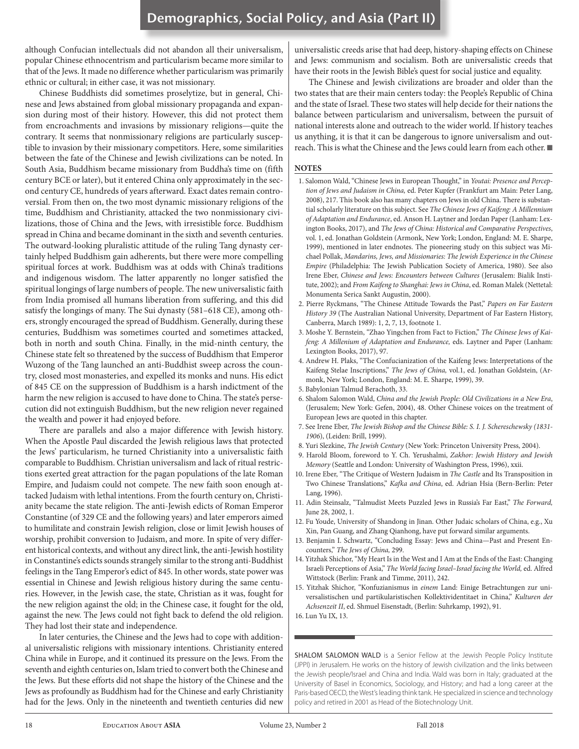although Confucian intellectuals did not abandon all their universalism, popular Chinese ethnocentrism and particularism became more similar to that of the Jews. It made no difference whether particularism was primarily ethnic or cultural; in either case, it was not missionary.

Chinese Buddhists did sometimes proselytize, but in general, Chinese and Jews abstained from global missionary propaganda and expansion during most of their history. However, this did not protect them from encroachments and invasions by missionary religions—quite the contrary. It seems that nonmissionary religions are particularly susceptible to invasion by their missionary competitors. Here, some similarities between the fate of the Chinese and Jewish civilizations can be noted. In South Asia, Buddhism became missionary from Buddha's time on (fifth century BCE or later), but it entered China only approximately in the second century CE, hundreds of years afterward. Exact dates remain controversial. From then on, the two most dynamic missionary religions of the time, Buddhism and Christianity, attacked the two nonmissionary civilizations, those of China and the Jews, with irresistible force. Buddhism spread in China and became dominant in the sixth and seventh centuries. The outward-looking pluralistic attitude of the ruling Tang dynasty certainly helped Buddhism gain adherents, but there were more compelling spiritual forces at work. Buddhism was at odds with China's traditions and indigenous wisdom. The latter apparently no longer satisfied the spiritual longings of large numbers of people. The new universalistic faith from India promised all humans liberation from suffering, and this did satisfy the longings of many. The Sui dynasty (581–618 CE), among others, strongly encouraged the spread of Buddhism. Generally, during these centuries, Buddhism was sometimes courted and sometimes attacked, both in north and south China. Finally, in the mid-ninth century, the Chinese state felt so threatened by the success of Buddhism that Emperor Wuzong of the Tang launched an anti-Buddhist sweep across the country, closed most monasteries, and expelled its monks and nuns. His edict of 845 CE on the suppression of Buddhism is a harsh indictment of the harm the new religion is accused to have done to China. The state's persecution did not extinguish Buddhism, but the new religion never regained the wealth and power it had enjoyed before.

There are parallels and also a major difference with Jewish history. When the Apostle Paul discarded the Jewish religious laws that protected the Jews' particularism, he turned Christianity into a universalistic faith comparable to Buddhism. Christian universalism and lack of ritual restrictions exerted great attraction for the pagan populations of the late Roman Empire, and Judaism could not compete. The new faith soon enough attacked Judaism with lethal intentions. From the fourth century on, Christianity became the state religion. The anti-Jewish edicts of Roman Emperor Constantine (of 329 CE and the following years) and later emperors aimed to humilitate and constrain Jewish religion, close or limit Jewish houses of worship, prohibit conversion to Judaism, and more. In spite of very different historical contexts, and without any direct link, the anti-Jewish hostility in Constantine's edicts sounds strangely similar to the strong anti-Buddhist feelings in the Tang Emperor's edict of 845. In other words, state power was essential in Chinese and Jewish religious history during the same centuries. However, in the Jewish case, the state, Christian as it was, fought for the new religion against the old; in the Chinese case, it fought for the old, against the new. The Jews could not fight back to defend the old religion. They had lost their state and independence.

In later centuries, the Chinese and the Jews had to cope with additional universalistic religions with missionary intentions. Christianity entered China while in Europe, and it continued its pressure on the Jews. From the seventh and eighth centuries on, Islam tried to convert both the Chinese and the Jews. But these efforts did not shape the history of the Chinese and the Jews as profoundly as Buddhism had for the Chinese and early Christianity had for the Jews. Only in the nineteenth and twentieth centuries did new universalistic creeds arise that had deep, history-shaping effects on Chinese and Jews: communism and socialism. Both are universalistic creeds that have their roots in the Jewish Bible's quest for social justice and equality.

The Chinese and Jewish civilizations are broader and older than the two states that are their main centers today: the People's Republic of China and the state of Israel. These two states will help decide for their nations the balance between particularism and universalism, between the pursuit of national interests alone and outreach to the wider world. If history teaches us anything, it is that it can be dangerous to ignore universalism and outreach. This is what the Chinese and the Jews could learn from each other. ■

## NOTES

1. Salomon Wald, "Chinese Jews in European Thought," in *Youtai: Presence and Perception of Jews and Judaism in China,* ed. Peter Kupfer (Frankfurt am Main: Peter Lang, 2008), 217. This book also has many chapters on Jews in old China. There is substantial scholarly literature on this subject. See *The Chinese Jews of Kaifeng: A Millennium of Adaptation and Endurance*, ed. Anson H. Laytner and Jordan Paper (Lanham: Lexington Books, 2017), and *The Jews of China: Historical and Comparative Perspectives*, vol. 1, ed. Jonathan Goldstein (Armonk, New York; London, England: M. E. Sharpe, 1999), mentioned in later endnotes. The pioneering study on this subject was Michael Pollak, *Mandarins, Jews, and Missionaries: The Jewish Experience in the Chinese Empire* (Philadelphia: The Jewish Publication Society of America, 1980). See also Irene Eber, *Chinese and Jews: Encounters between Cultures* (Jerusalem: Bialik Institute, 2002); and *From Kaifeng to Shanghai: Jews in China*, ed. Roman Malek (Nettetal: Monumenta Serica Sankt Augustin, 2000).
2. Pierre Ryckmans, "The Chinese Attitude Towards the Past," *Papers on Far Eastern History 39* (The Australian National University, Department of Far Eastern History, Canberra, March 1989): 1, 2, 7, 13, footnote 1.
3. Moshe Y. Bernstein, "Zhao Yingchen from Fact to Fiction," *The Chinese Jews of Kaifeng: A Millenium of Adaptation and Endurance,* eds. Laytner and Paper (Lanham: Lexington Books, 2017), 97.
4. Andrew H. Plaks, "The Confucianization of the Kaifeng Jews: Interpretations of the Kaifeng Stelae Inscriptions," *The Jews of China,* vol.1, ed. Jonathan Goldstein, (Armonk, New York; London, England: M. E. Sharpe, 1999), 39.
5. Babylonian Talmud Berachoth, 33.
6. Shalom Salomon Wald, *China and the Jewish People: Old Civilizations in a New Era,* (Jerusalem; New York: Gefen, 2004), 48. Other Chinese voices on the treatment of European Jews are quoted in this chapter.
7. See Irene Eber, *The Jewish Bishop and the Chinese Bible: S. I. J. Schereschewsky (1831-1906*), (Leiden: Brill, 1999).
8. Yuri Slezkine, *The Jewish Century* (New York: Princeton University Press, 2004).
9. Harold Bloom, foreword to Y. Ch. Yerushalmi, *Zakhor: Jewish History and Jewish Memory* (Seattle and London: University of Washington Press, 1996), xxii.
10. Irene Eber, "The Critique of Western Judaism in *The Castle* and Its Transposition in Two Chinese Translations," *Kafka and China*, ed. Adrian Hsia (Bern-Berlin: Peter Lang, 1996).
11. Adin Steinsalz, "Talmudist Meets Puzzled Jews in Russia's Far East," *The Forward,* June 28, 2002, 1.
12. Fu Youde, University of Shandong in Jinan. Other Judaic scholars of China, e.g., Xu Xin, Pan Guang, and Zhang Qianhong, have put forward similar arguments.
13. Benjamin I. Schwartz, "Concluding Essay: Jews and China—Past and Present Encounters," *The Jews of China,* 299.
14. Yitzhak Shichor, "My Heart Is in the West and I Am at the Ends of the East: Changing Israeli Perceptions of Asia," *The World facing Israel–Israel facing the World,* ed. Alfred Wittstock (Berlin: Frank and Timme, 2011), 242.
15. Yitzhak Shichor, "Konfuzianismus in *einem* Land: Einige Betrachtungen zur universalistischen und partikularistischen Kollektividentitaet in China," *Kulturen der Achsenzeit II*, ed. Shmuel Eisenstadt, (Berlin: Suhrkamp, 1992), 91.
16. Lun Yu IX, 13.

---

SHALOM SALOMON WALD is a Senior Fellow at the Jewish People Policy Institute (JPPI) in Jerusalem. He works on the history of Jewish civilization and the links between the Jewish people/Israel and China and India. Wald was born in Italy; graduated at the University of Basel in Economics, Sociology, and History; and had a long career at the Paris-based OECD, the West's leading think tank. He specialized in science and technology policy and retired in 2001 as Head of the Biotechnology Unit.